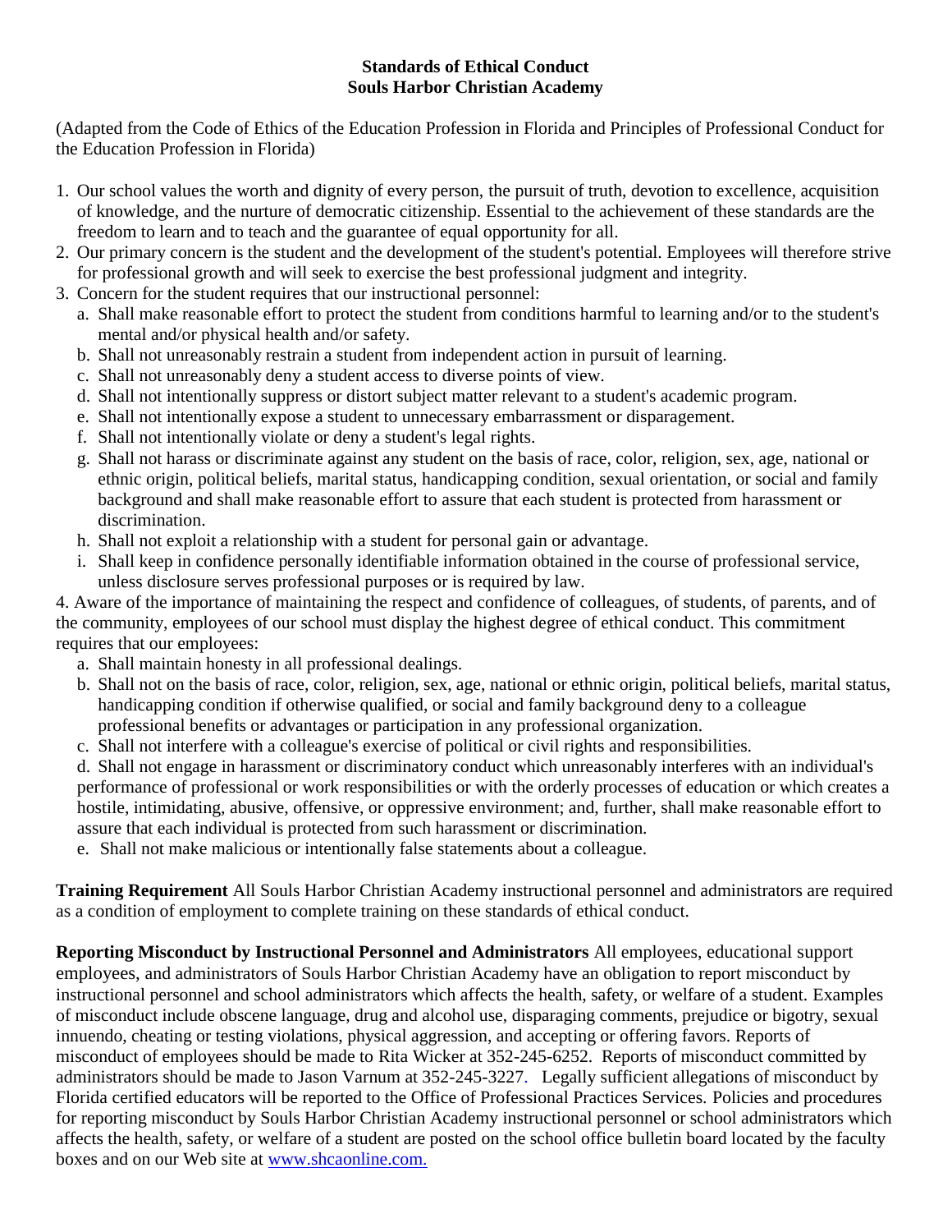# Standards of Ethical Conduct
## Souls Harbor Christian Academy

(Adapted from the Code of Ethics of the Education Profession in Florida and Principles of Professional Conduct for the Education Profession in Florida)

1. Our school values the worth and dignity of every person, the pursuit of truth, devotion to excellence, acquisition of knowledge, and the nurture of democratic citizenship. Essential to the achievement of these standards are the freedom to learn and to teach and the guarantee of equal opportunity for all.
2. Our primary concern is the student and the development of the student's potential. Employees will therefore strive for professional growth and will seek to exercise the best professional judgment and integrity.
3. Concern for the student requires that our instructional personnel:
   a. Shall make reasonable effort to protect the student from conditions harmful to learning and/or to the student's mental and/or physical health and/or safety.
   b. Shall not unreasonably restrain a student from independent action in pursuit of learning.
   c. Shall not unreasonably deny a student access to diverse points of view.
   d. Shall not intentionally suppress or distort subject matter relevant to a student's academic program.
   e. Shall not intentionally expose a student to unnecessary embarrassment or disparagement.
   f. Shall not intentionally violate or deny a student's legal rights.
   g. Shall not harass or discriminate against any student on the basis of race, color, religion, sex, age, national or ethnic origin, political beliefs, marital status, handicapping condition, sexual orientation, or social and family background and shall make reasonable effort to assure that each student is protected from harassment or discrimination.
   h. Shall not exploit a relationship with a student for personal gain or advantage.
   i. Shall keep in confidence personally identifiable information obtained in the course of professional service, unless disclosure serves professional purposes or is required by law.

4. Aware of the importance of maintaining the respect and confidence of colleagues, of students, of parents, and of the community, employees of our school must display the highest degree of ethical conduct. This commitment requires that our employees:
   a. Shall maintain honesty in all professional dealings.
   b. Shall not on the basis of race, color, religion, sex, age, national or ethnic origin, political beliefs, marital status, handicapping condition if otherwise qualified, or social and family background deny to a colleague professional benefits or advantages or participation in any professional organization.
   c. Shall not interfere with a colleague's exercise of political or civil rights and responsibilities.
   d. Shall not engage in harassment or discriminatory conduct which unreasonably interferes with an individual's performance of professional or work responsibilities or with the orderly processes of education or which creates a hostile, intimidating, abusive, offensive, or oppressive environment; and, further, shall make reasonable effort to assure that each individual is protected from such harassment or discrimination.
   e. Shall not make malicious or intentionally false statements about a colleague.

**Training Requirement** All Souls Harbor Christian Academy instructional personnel and administrators are required as a condition of employment to complete training on these standards of ethical conduct.

**Reporting Misconduct by Instructional Personnel and Administrators** All employees, educational support employees, and administrators of Souls Harbor Christian Academy have an obligation to report misconduct by instructional personnel and school administrators which affects the health, safety, or welfare of a student. Examples of misconduct include obscene language, drug and alcohol use, disparaging comments, prejudice or bigotry, sexual innuendo, cheating or testing violations, physical aggression, and accepting or offering favors. Reports of misconduct of employees should be made to Rita Wicker at 352-245-6252. Reports of misconduct committed by administrators should be made to Jason Varnum at 352-245-3227. Legally sufficient allegations of misconduct by Florida certified educators will be reported to the Office of Professional Practices Services. Policies and procedures for reporting misconduct by Souls Harbor Christian Academy instructional personnel or school administrators which affects the health, safety, or welfare of a student are posted on the school office bulletin board located by the faculty boxes and on our Web site at [www.shcaonline.com.](http://www.shcaonline.com)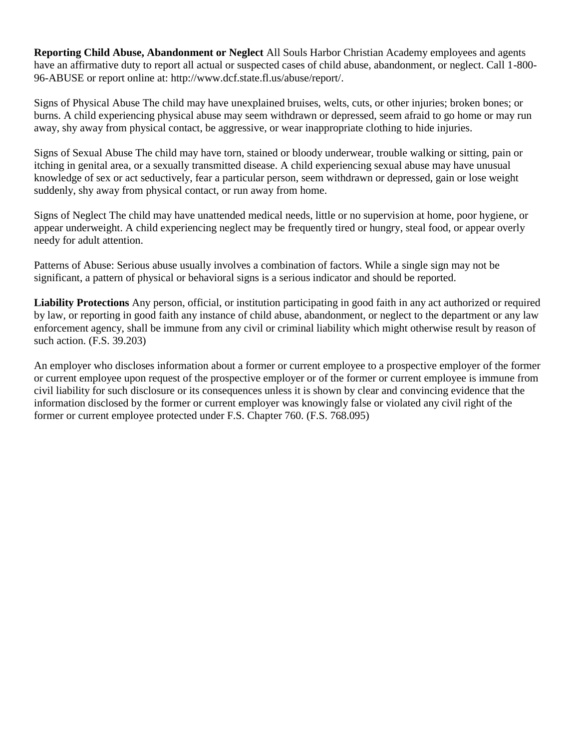**Reporting Child Abuse, Abandonment or Neglect** All Souls Harbor Christian Academy employees and agents have an affirmative duty to report all actual or suspected cases of child abuse, abandonment, or neglect. Call 1-800-96-ABUSE or report online at: http://www.dcf.state.fl.us/abuse/report/.

Signs of Physical Abuse The child may have unexplained bruises, welts, cuts, or other injuries; broken bones; or burns. A child experiencing physical abuse may seem withdrawn or depressed, seem afraid to go home or may run away, shy away from physical contact, be aggressive, or wear inappropriate clothing to hide injuries.

Signs of Sexual Abuse The child may have torn, stained or bloody underwear, trouble walking or sitting, pain or itching in genital area, or a sexually transmitted disease. A child experiencing sexual abuse may have unusual knowledge of sex or act seductively, fear a particular person, seem withdrawn or depressed, gain or lose weight suddenly, shy away from physical contact, or run away from home.

Signs of Neglect The child may have unattended medical needs, little or no supervision at home, poor hygiene, or appear underweight. A child experiencing neglect may be frequently tired or hungry, steal food, or appear overly needy for adult attention.

Patterns of Abuse: Serious abuse usually involves a combination of factors. While a single sign may not be significant, a pattern of physical or behavioral signs is a serious indicator and should be reported.

**Liability Protections** Any person, official, or institution participating in good faith in any act authorized or required by law, or reporting in good faith any instance of child abuse, abandonment, or neglect to the department or any law enforcement agency, shall be immune from any civil or criminal liability which might otherwise result by reason of such action. (F.S. 39.203)

An employer who discloses information about a former or current employee to a prospective employer of the former or current employee upon request of the prospective employer or of the former or current employee is immune from civil liability for such disclosure or its consequences unless it is shown by clear and convincing evidence that the information disclosed by the former or current employer was knowingly false or violated any civil right of the former or current employee protected under F.S. Chapter 760. (F.S. 768.095)